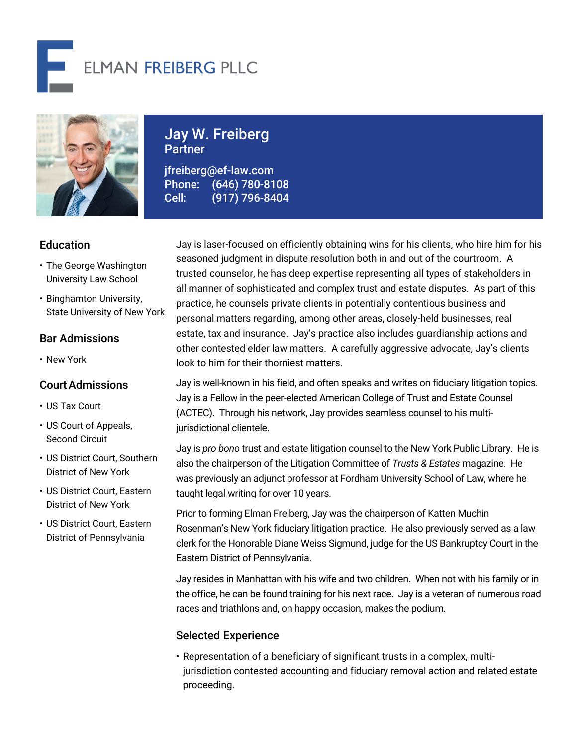ELMAN FREIBERG PLLC

# Jay W. Freiberg

**Partner**

jfreiberg@ef-law.com
Phone: (646) 780-8108
Cell: (917) 796-8404

## Education

- The George Washington University Law School
- Binghamton University, State University of New York

## Bar Admissions

- New York

## Court Admissions

- US Tax Court
- US Court of Appeals, Second Circuit
- US District Court, Southern District of New York
- US District Court, Eastern District of New York
- US District Court, Eastern District of Pennsylvania

Jay is laser-focused on efficiently obtaining wins for his clients, who hire him for his seasoned judgment in dispute resolution both in and out of the courtroom. A trusted counselor, he has deep expertise representing all types of stakeholders in all manner of sophisticated and complex trust and estate disputes. As part of this practice, he counsels private clients in potentially contentious business and personal matters regarding, among other areas, closely-held businesses, real estate, tax and insurance. Jay's practice also includes guardianship actions and other contested elder law matters. A carefully aggressive advocate, Jay's clients look to him for their thorniest matters.

Jay is well-known in his field, and often speaks and writes on fiduciary litigation topics. Jay is a Fellow in the peer-elected American College of Trust and Estate Counsel (ACTEC). Through his network, Jay provides seamless counsel to his multi-jurisdictional clientele.

Jay is *pro bono* trust and estate litigation counsel to the New York Public Library. He is also the chairperson of the Litigation Committee of *Trusts & Estates* magazine. He was previously an adjunct professor at Fordham University School of Law, where he taught legal writing for over 10 years.

Prior to forming Elman Freiberg, Jay was the chairperson of Katten Muchin Rosenman's New York fiduciary litigation practice. He also previously served as a law clerk for the Honorable Diane Weiss Sigmund, judge for the US Bankruptcy Court in the Eastern District of Pennsylvania.

Jay resides in Manhattan with his wife and two children. When not with his family or in the office, he can be found training for his next race. Jay is a veteran of numerous road races and triathlons and, on happy occasion, makes the podium.

## Selected Experience

- Representation of a beneficiary of significant trusts in a complex, multi-jurisdiction contested accounting and fiduciary removal action and related estate proceeding.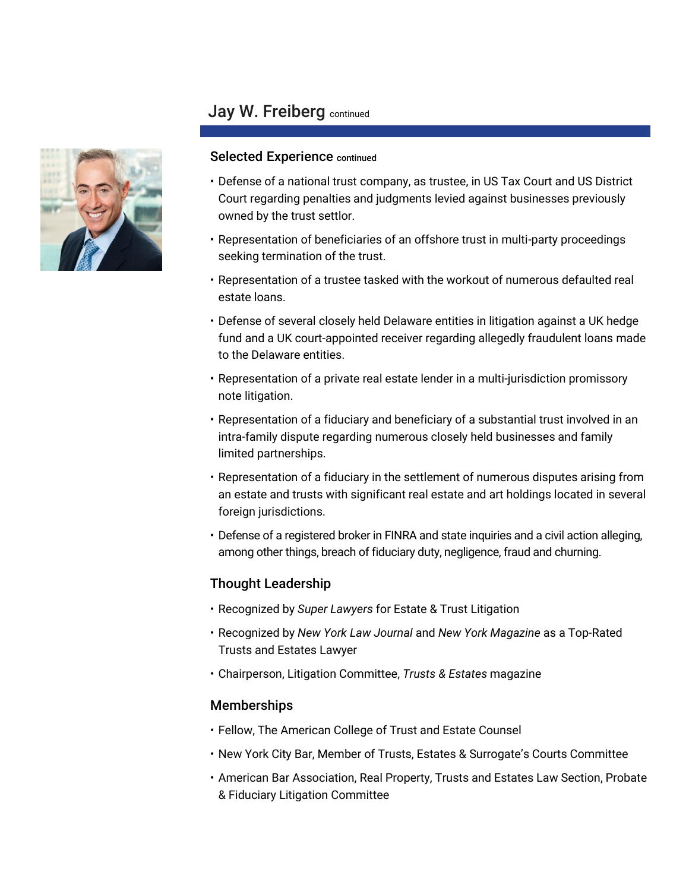# Jay W. Freiberg continued

## Selected Experience continued

- Defense of a national trust company, as trustee, in US Tax Court and US District Court regarding penalties and judgments levied against businesses previously owned by the trust settlor.
- Representation of beneficiaries of an offshore trust in multi-party proceedings seeking termination of the trust.
- Representation of a trustee tasked with the workout of numerous defaulted real estate loans.
- Defense of several closely held Delaware entities in litigation against a UK hedge fund and a UK court-appointed receiver regarding allegedly fraudulent loans made to the Delaware entities.
- Representation of a private real estate lender in a multi-jurisdiction promissory note litigation.
- Representation of a fiduciary and beneficiary of a substantial trust involved in an intra-family dispute regarding numerous closely held businesses and family limited partnerships.
- Representation of a fiduciary in the settlement of numerous disputes arising from an estate and trusts with significant real estate and art holdings located in several foreign jurisdictions.
- Defense of a registered broker in FINRA and state inquiries and a civil action alleging, among other things, breach of fiduciary duty, negligence, fraud and churning.

## Thought Leadership

- Recognized by *Super Lawyers* for Estate & Trust Litigation
- Recognized by *New York Law Journal* and *New York Magazine* as a Top-Rated Trusts and Estates Lawyer
- Chairperson, Litigation Committee, *Trusts & Estates* magazine

## Memberships

- Fellow, The American College of Trust and Estate Counsel
- New York City Bar, Member of Trusts, Estates & Surrogate's Courts Committee
- American Bar Association, Real Property, Trusts and Estates Law Section, Probate & Fiduciary Litigation Committee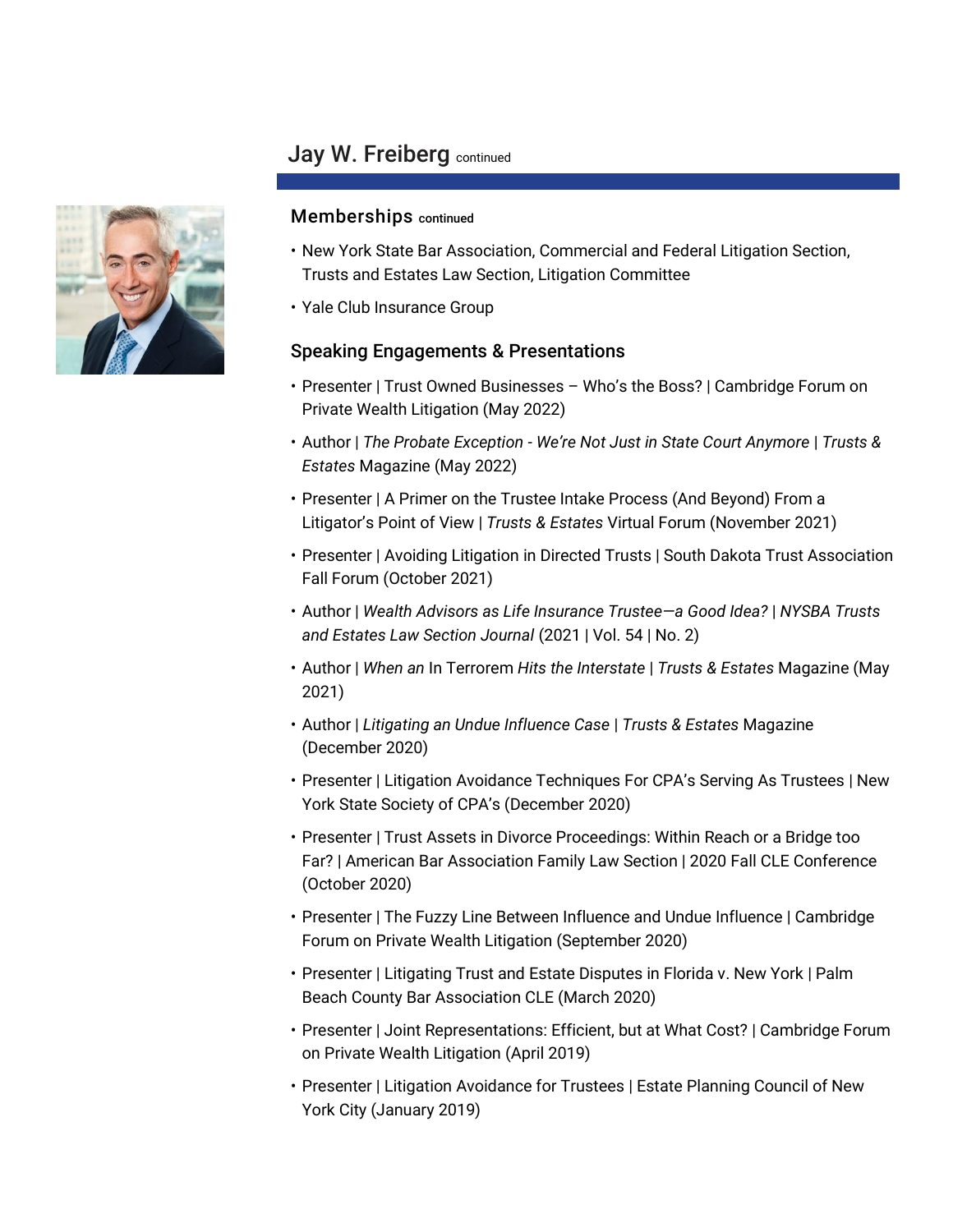# Jay W. Freiberg continued

## Memberships continued

- New York State Bar Association, Commercial and Federal Litigation Section, Trusts and Estates Law Section, Litigation Committee
- Yale Club Insurance Group

## Speaking Engagements & Presentations

- Presenter | Trust Owned Businesses – Who's the Boss? | Cambridge Forum on Private Wealth Litigation (May 2022)
- Author | *The Probate Exception - We're Not Just in State Court Anymore* | *Trusts & Estates* Magazine (May 2022)
- Presenter | A Primer on the Trustee Intake Process (And Beyond) From a Litigator's Point of View | *Trusts & Estates* Virtual Forum (November 2021)
- Presenter | Avoiding Litigation in Directed Trusts | South Dakota Trust Association Fall Forum (October 2021)
- Author | *Wealth Advisors as Life Insurance Trustee—a Good Idea?* | *NYSBA Trusts and Estates Law Section Journal* (2021 | Vol. 54 | No. 2)
- Author | *When an* In Terrorem *Hits the Interstate* | *Trusts & Estates* Magazine (May 2021)
- Author | *Litigating an Undue Influence Case* | *Trusts & Estates* Magazine (December 2020)
- Presenter | Litigation Avoidance Techniques For CPA's Serving As Trustees | New York State Society of CPA's (December 2020)
- Presenter | Trust Assets in Divorce Proceedings: Within Reach or a Bridge too Far? | American Bar Association Family Law Section | 2020 Fall CLE Conference (October 2020)
- Presenter | The Fuzzy Line Between Influence and Undue Influence | Cambridge Forum on Private Wealth Litigation (September 2020)
- Presenter | Litigating Trust and Estate Disputes in Florida v. New York | Palm Beach County Bar Association CLE (March 2020)
- Presenter | Joint Representations: Efficient, but at What Cost? | Cambridge Forum on Private Wealth Litigation (April 2019)
- Presenter | Litigation Avoidance for Trustees | Estate Planning Council of New York City (January 2019)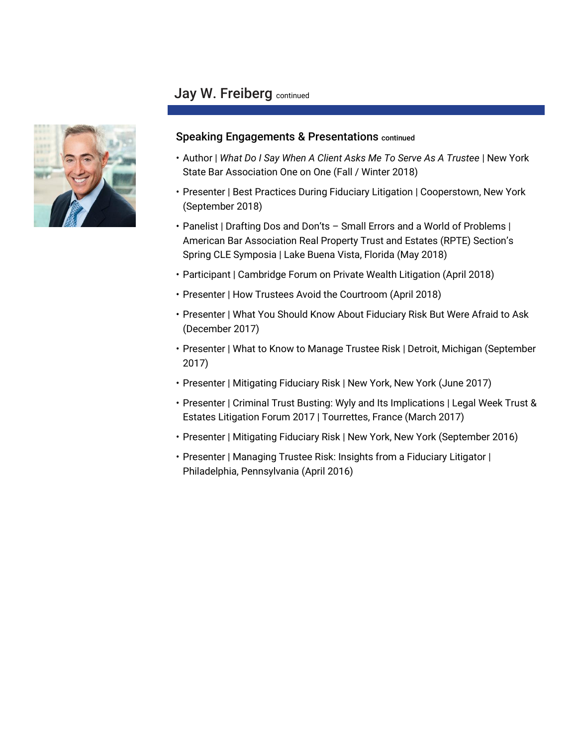# Jay W. Freiberg continued

## Speaking Engagements & Presentations continued

- Author | *What Do I Say When A Client Asks Me To Serve As A Trustee* | New York State Bar Association One on One (Fall / Winter 2018)
- Presenter | Best Practices During Fiduciary Litigation | Cooperstown, New York (September 2018)
- Panelist | Drafting Dos and Don'ts – Small Errors and a World of Problems | American Bar Association Real Property Trust and Estates (RPTE) Section's Spring CLE Symposia | Lake Buena Vista, Florida (May 2018)
- Participant | Cambridge Forum on Private Wealth Litigation (April 2018)
- Presenter | How Trustees Avoid the Courtroom (April 2018)
- Presenter | What You Should Know About Fiduciary Risk But Were Afraid to Ask (December 2017)
- Presenter | What to Know to Manage Trustee Risk | Detroit, Michigan (September 2017)
- Presenter | Mitigating Fiduciary Risk | New York, New York (June 2017)
- Presenter | Criminal Trust Busting: Wyly and Its Implications | Legal Week Trust & Estates Litigation Forum 2017 | Tourrettes, France (March 2017)
- Presenter | Mitigating Fiduciary Risk | New York, New York (September 2016)
- Presenter | Managing Trustee Risk: Insights from a Fiduciary Litigator | Philadelphia, Pennsylvania (April 2016)